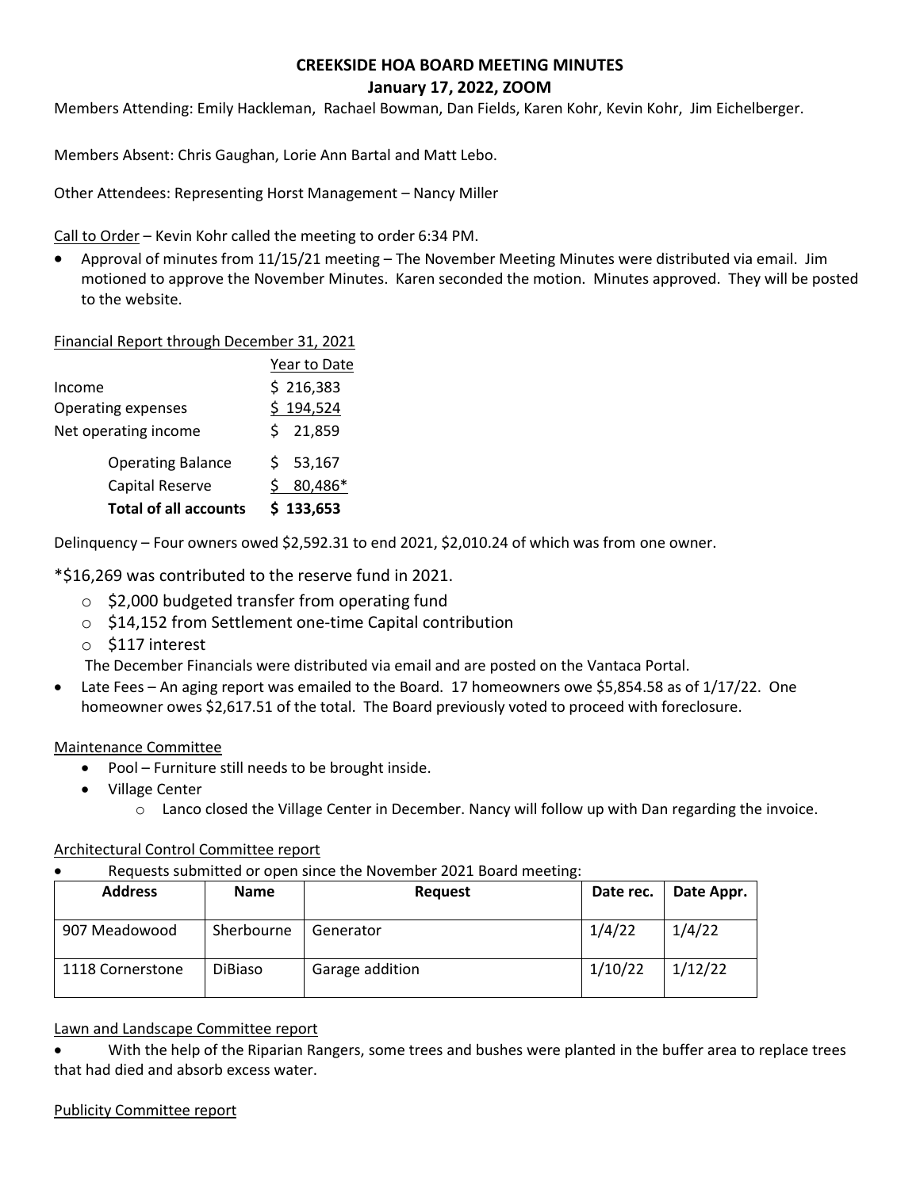# CREEKSIDE HOA BOARD MEETING MINUTES

## January 17, 2022, ZOOM

Members Attending: Emily Hackleman, Rachael Bowman, Dan Fields, Karen Kohr, Kevin Kohr, Jim Eichelberger.

Members Absent: Chris Gaughan, Lorie Ann Bartal and Matt Lebo.

Other Attendees: Representing Horst Management – Nancy Miller

Call to Order – Kevin Kohr called the meeting to order 6:34 PM.

- Approval of minutes from 11/15/21 meeting – The November Meeting Minutes were distributed via email. Jim motioned to approve the November Minutes. Karen seconded the motion. Minutes approved. They will be posted to the website.

Financial Report through December 31, 2021

| | Year to Date |
|---|---|
| Income | $ 216,383 |
| Operating expenses | $ 194,524 |
| Net operating income | $ 21,859 |
| Operating Balance | $ 53,167 |
| Capital Reserve | $ 80,486* |
| **Total of all accounts** | **$ 133,653** |

Delinquency – Four owners owed $2,592.31 to end 2021, $2,010.24 of which was from one owner.

*$16,269 was contributed to the reserve fund in 2021.

- $2,000 budgeted transfer from operating fund
- $14,152 from Settlement one-time Capital contribution
- $117 interest

The December Financials were distributed via email and are posted on the Vantaca Portal.

- Late Fees – An aging report was emailed to the Board. 17 homeowners owe $5,854.58 as of 1/17/22. One homeowner owes $2,617.51 of the total. The Board previously voted to proceed with foreclosure.

Maintenance Committee

- Pool – Furniture still needs to be brought inside.
- Village Center
  - Lanco closed the Village Center in December. Nancy will follow up with Dan regarding the invoice.

Architectural Control Committee report

- Requests submitted or open since the November 2021 Board meeting:

| Address | Name | Request | Date rec. | Date Appr. |
|---|---|---|---|---|
| 907 Meadowood | Sherbourne | Generator | 1/4/22 | 1/4/22 |
| 1118 Cornerstone | DiBiaso | Garage addition | 1/10/22 | 1/12/22 |

Lawn and Landscape Committee report

- With the help of the Riparian Rangers, some trees and bushes were planted in the buffer area to replace trees that had died and absorb excess water.

Publicity Committee report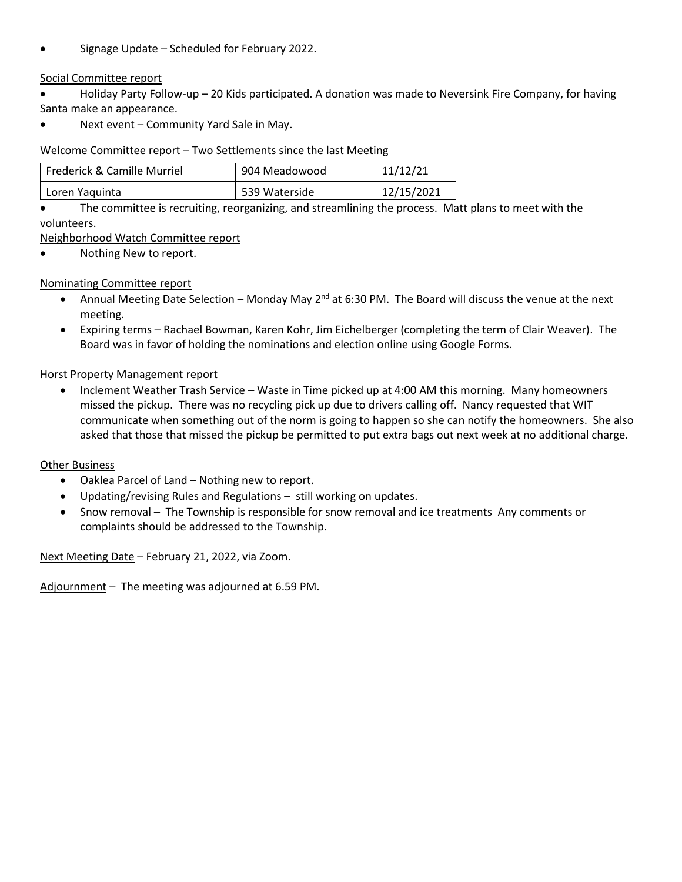- Signage Update – Scheduled for February 2022.

Social Committee report

- Holiday Party Follow-up – 20 Kids participated. A donation was made to Neversink Fire Company, for having Santa make an appearance.
- Next event – Community Yard Sale in May.

Welcome Committee report – Two Settlements since the last Meeting

| | | |
|---|---|---|
| Frederick & Camille Murriel | 904 Meadowood | 11/12/21 |
| Loren Yaquinta | 539 Waterside | 12/15/2021 |

- The committee is recruiting, reorganizing, and streamlining the process. Matt plans to meet with the volunteers.

Neighborhood Watch Committee report

- Nothing New to report.

Nominating Committee report

- Annual Meeting Date Selection – Monday May 2nd at 6:30 PM. The Board will discuss the venue at the next meeting.
- Expiring terms – Rachael Bowman, Karen Kohr, Jim Eichelberger (completing the term of Clair Weaver). The Board was in favor of holding the nominations and election online using Google Forms.

Horst Property Management report

- Inclement Weather Trash Service – Waste in Time picked up at 4:00 AM this morning. Many homeowners missed the pickup. There was no recycling pick up due to drivers calling off. Nancy requested that WIT communicate when something out of the norm is going to happen so she can notify the homeowners. She also asked that those that missed the pickup be permitted to put extra bags out next week at no additional charge.

Other Business

- Oaklea Parcel of Land – Nothing new to report.
- Updating/revising Rules and Regulations – still working on updates.
- Snow removal – The Township is responsible for snow removal and ice treatments Any comments or complaints should be addressed to the Township.

Next Meeting Date – February 21, 2022, via Zoom.

Adjournment – The meeting was adjourned at 6.59 PM.